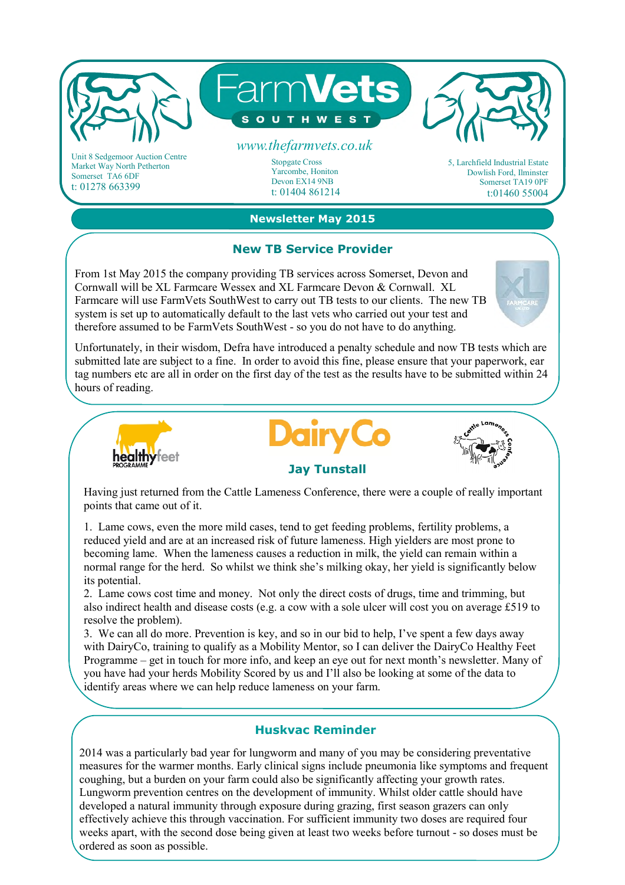# FarmVets SOUTHWEST

www.thefarmvets.co.uk

Unit 8 Sedgemoor Auction Centre
Market Way North Petherton
Somerset TA6 6DF
t: 01278 663399

Stopgate Cross
Yarcombe, Honiton
Devon EX14 9NB
t: 01404 861214

5, Larchfield Industrial Estate
Dowlish Ford, Ilminster
Somerset TA19 0PF
t:01460 55004

## Newsletter May 2015

### New TB Service Provider

From 1st May 2015 the company providing TB services across Somerset, Devon and Cornwall will be XL Farmcare Wessex and XL Farmcare Devon & Cornwall. XL Farmcare will use FarmVets SouthWest to carry out TB tests to our clients. The new TB system is set up to automatically default to the last vets who carried out your test and therefore assumed to be FarmVets SouthWest - so you do not have to do anything.

Unfortunately, in their wisdom, Defra have introduced a penalty schedule and now TB tests which are submitted late are subject to a fine. In order to avoid this fine, please ensure that your paperwork, ear tag numbers etc are all in order on the first day of the test as the results have to be submitted within 24 hours of reading.

### DairyCo — Jay Tunstall

Having just returned from the Cattle Lameness Conference, there were a couple of really important points that came out of it.

1. Lame cows, even the more mild cases, tend to get feeding problems, fertility problems, a reduced yield and are at an increased risk of future lameness. High yielders are most prone to becoming lame. When the lameness causes a reduction in milk, the yield can remain within a normal range for the herd. So whilst we think she's milking okay, her yield is significantly below its potential.
2. Lame cows cost time and money. Not only the direct costs of drugs, time and trimming, but also indirect health and disease costs (e.g. a cow with a sole ulcer will cost you on average £519 to resolve the problem).
3. We can all do more. Prevention is key, and so in our bid to help, I've spent a few days away with DairyCo, training to qualify as a Mobility Mentor, so I can deliver the DairyCo Healthy Feet Programme – get in touch for more info, and keep an eye out for next month's newsletter. Many of you have had your herds Mobility Scored by us and I'll also be looking at some of the data to identify areas where we can help reduce lameness on your farm.

### Huskvac Reminder

2014 was a particularly bad year for lungworm and many of you may be considering preventative measures for the warmer months. Early clinical signs include pneumonia like symptoms and frequent coughing, but a burden on your farm could also be significantly affecting your growth rates. Lungworm prevention centres on the development of immunity. Whilst older cattle should have developed a natural immunity through exposure during grazing, first season grazers can only effectively achieve this through vaccination. For sufficient immunity two doses are required four weeks apart, with the second dose being given at least two weeks before turnout - so doses must be ordered as soon as possible.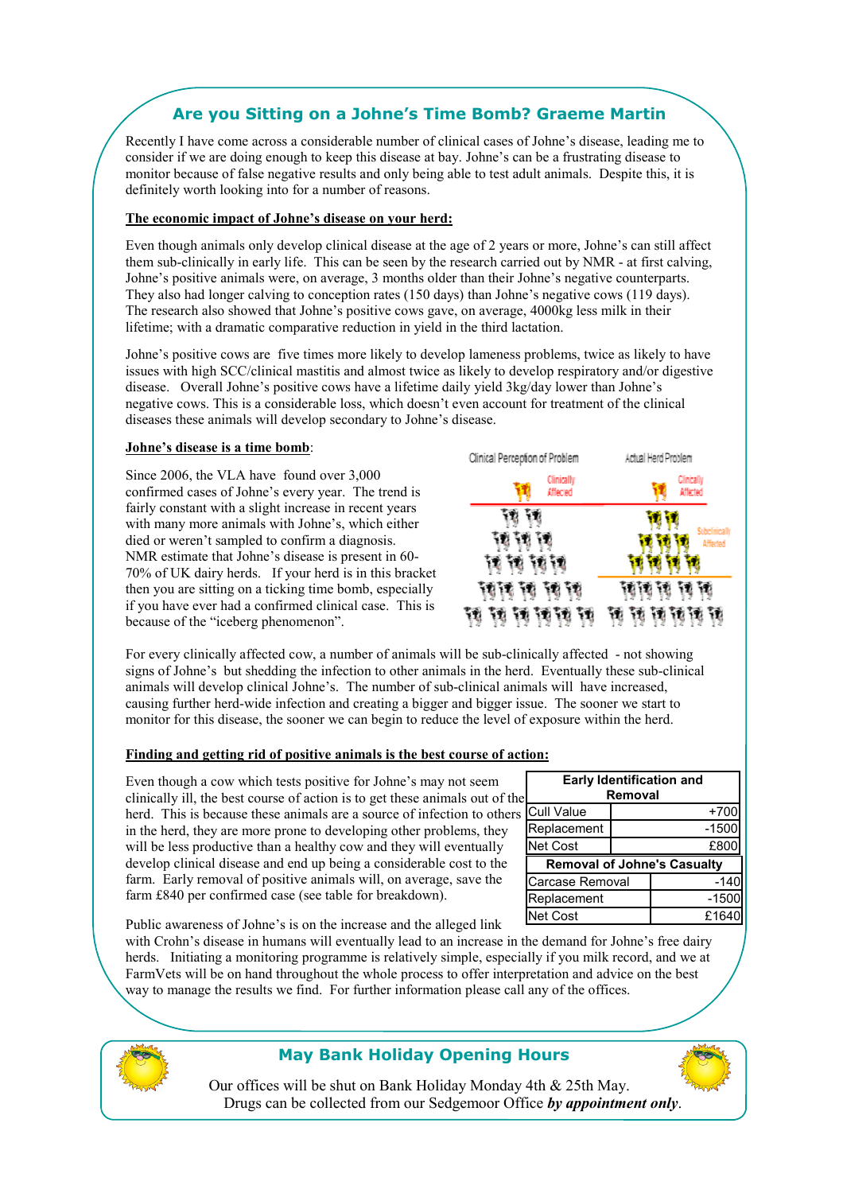## Are you Sitting on a Johne's Time Bomb? Graeme Martin

Recently I have come across a considerable number of clinical cases of Johne's disease, leading me to consider if we are doing enough to keep this disease at bay. Johne's can be a frustrating disease to monitor because of false negative results and only being able to test adult animals. Despite this, it is definitely worth looking into for a number of reasons.

**The economic impact of Johne's disease on your herd:**

Even though animals only develop clinical disease at the age of 2 years or more, Johne's can still affect them sub-clinically in early life. This can be seen by the research carried out by NMR - at first calving, Johne's positive animals were, on average, 3 months older than their Johne's negative counterparts. They also had longer calving to conception rates (150 days) than Johne's negative cows (119 days). The research also showed that Johne's positive cows gave, on average, 4000kg less milk in their lifetime; with a dramatic comparative reduction in yield in the third lactation.

Johne's positive cows are five times more likely to develop lameness problems, twice as likely to have issues with high SCC/clinical mastitis and almost twice as likely to develop respiratory and/or digestive disease. Overall Johne's positive cows have a lifetime daily yield 3kg/day lower than Johne's negative cows. This is a considerable loss, which doesn't even account for treatment of the clinical diseases these animals will develop secondary to Johne's disease.

**Johne's disease is a time bomb:**

Since 2006, the VLA have found over 3,000 confirmed cases of Johne's every year. The trend is fairly constant with a slight increase in recent years with many more animals with Johne's, which either died or weren't sampled to confirm a diagnosis. NMR estimate that Johne's disease is present in 60-70% of UK dairy herds. If your herd is in this bracket then you are sitting on a ticking time bomb, especially if you have ever had a confirmed clinical case. This is because of the "iceberg phenomenon".

Clinical Perception of Problem
Clinically Affected

Actual Herd Problem
Clinically Affected
Subclinically Affected

For every clinically affected cow, a number of animals will be sub-clinically affected - not showing signs of Johne's but shedding the infection to other animals in the herd. Eventually these sub-clinical animals will develop clinical Johne's. The number of sub-clinical animals will have increased, causing further herd-wide infection and creating a bigger and bigger issue. The sooner we start to monitor for this disease, the sooner we can begin to reduce the level of exposure within the herd.

**Finding and getting rid of positive animals is the best course of action:**

Even though a cow which tests positive for Johne's may not seem clinically ill, the best course of action is to get these animals out of the herd. This is because these animals are a source of infection to others in the herd, they are more prone to developing other problems, they will be less productive than a healthy cow and they will eventually develop clinical disease and end up being a considerable cost to the farm. Early removal of positive animals will, on average, save the farm £840 per confirmed case (see table for breakdown).

| Early Identification and Removal | |
|---|---|
| Cull Value | +700 |
| Replacement | -1500 |
| Net Cost | £800 |
| **Removal of Johne's Casualty** | |
| Carcase Removal | -140 |
| Replacement | -1500 |
| Net Cost | £1640 |

Public awareness of Johne's is on the increase and the alleged link with Crohn's disease in humans will eventually lead to an increase in the demand for Johne's free dairy herds. Initiating a monitoring programme is relatively simple, especially if you milk record, and we at FarmVets will be on hand throughout the whole process to offer interpretation and advice on the best way to manage the results we find. For further information please call any of the offices.

## May Bank Holiday Opening Hours

Our offices will be shut on Bank Holiday Monday 4th & 25th May.
Drugs can be collected from our Sedgemoor Office ***by appointment only***.